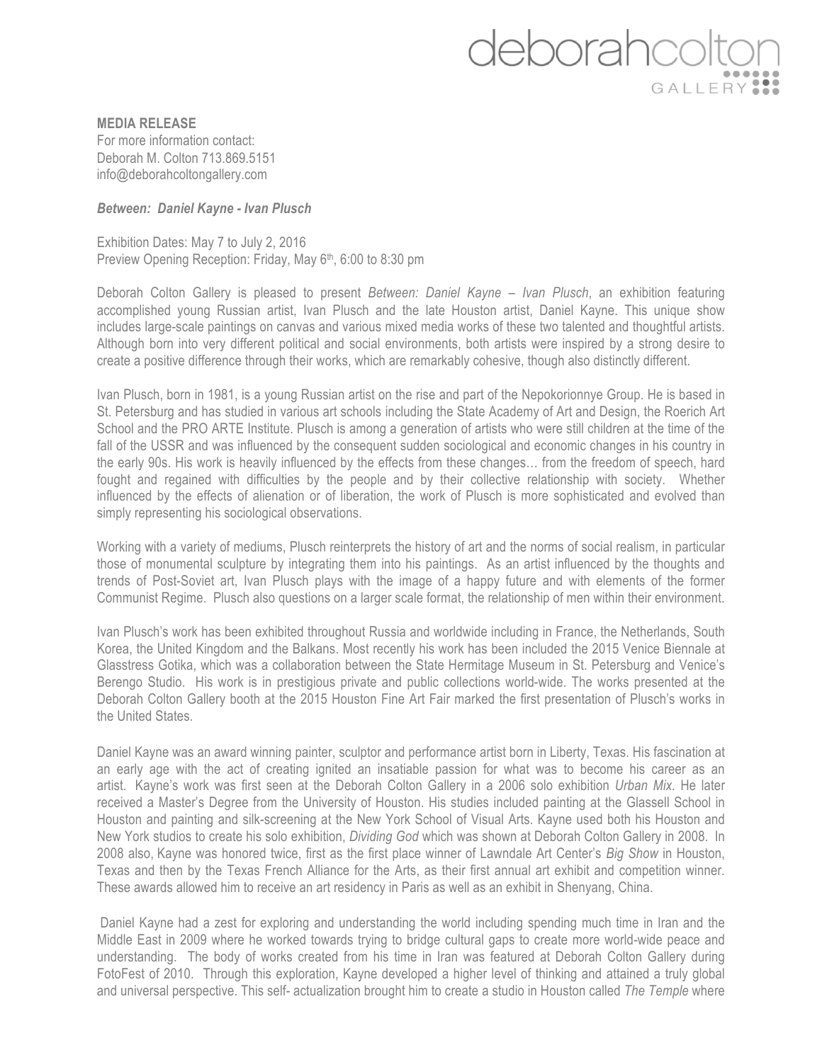deborahcolton GALLERY

**MEDIA RELEASE**
For more information contact:
Deborah M. Colton 713.869.5151
info@deborahcoltongallery.com

***Between: Daniel Kayne - Ivan Plusch***

Exhibition Dates: May 7 to July 2, 2016
Preview Opening Reception: Friday, May 6th, 6:00 to 8:30 pm

Deborah Colton Gallery is pleased to present *Between: Daniel Kayne – Ivan Plusch*, an exhibition featuring accomplished young Russian artist, Ivan Plusch and the late Houston artist, Daniel Kayne. This unique show includes large-scale paintings on canvas and various mixed media works of these two talented and thoughtful artists. Although born into very different political and social environments, both artists were inspired by a strong desire to create a positive difference through their works, which are remarkably cohesive, though also distinctly different.

Ivan Plusch, born in 1981, is a young Russian artist on the rise and part of the Nepokorionnye Group. He is based in St. Petersburg and has studied in various art schools including the State Academy of Art and Design, the Roerich Art School and the PRO ARTE Institute. Plusch is among a generation of artists who were still children at the time of the fall of the USSR and was influenced by the consequent sudden sociological and economic changes in his country in the early 90s. His work is heavily influenced by the effects from these changes… from the freedom of speech, hard fought and regained with difficulties by the people and by their collective relationship with society. Whether influenced by the effects of alienation or of liberation, the work of Plusch is more sophisticated and evolved than simply representing his sociological observations.

Working with a variety of mediums, Plusch reinterprets the history of art and the norms of social realism, in particular those of monumental sculpture by integrating them into his paintings. As an artist influenced by the thoughts and trends of Post-Soviet art, Ivan Plusch plays with the image of a happy future and with elements of the former Communist Regime. Plusch also questions on a larger scale format, the relationship of men within their environment.

Ivan Plusch's work has been exhibited throughout Russia and worldwide including in France, the Netherlands, South Korea, the United Kingdom and the Balkans. Most recently his work has been included the 2015 Venice Biennale at Glasstress Gotika, which was a collaboration between the State Hermitage Museum in St. Petersburg and Venice's Berengo Studio. His work is in prestigious private and public collections world-wide. The works presented at the Deborah Colton Gallery booth at the 2015 Houston Fine Art Fair marked the first presentation of Plusch's works in the United States.

Daniel Kayne was an award winning painter, sculptor and performance artist born in Liberty, Texas. His fascination at an early age with the act of creating ignited an insatiable passion for what was to become his career as an artist. Kayne's work was first seen at the Deborah Colton Gallery in a 2006 solo exhibition *Urban Mix*. He later received a Master's Degree from the University of Houston. His studies included painting at the Glassell School in Houston and painting and silk-screening at the New York School of Visual Arts. Kayne used both his Houston and New York studios to create his solo exhibition, *Dividing God* which was shown at Deborah Colton Gallery in 2008. In 2008 also, Kayne was honored twice, first as the first place winner of Lawndale Art Center's *Big Show* in Houston, Texas and then by the Texas French Alliance for the Arts, as their first annual art exhibit and competition winner. These awards allowed him to receive an art residency in Paris as well as an exhibit in Shenyang, China.

Daniel Kayne had a zest for exploring and understanding the world including spending much time in Iran and the Middle East in 2009 where he worked towards trying to bridge cultural gaps to create more world-wide peace and understanding. The body of works created from his time in Iran was featured at Deborah Colton Gallery during FotoFest of 2010. Through this exploration, Kayne developed a higher level of thinking and attained a truly global and universal perspective. This self- actualization brought him to create a studio in Houston called *The Temple* where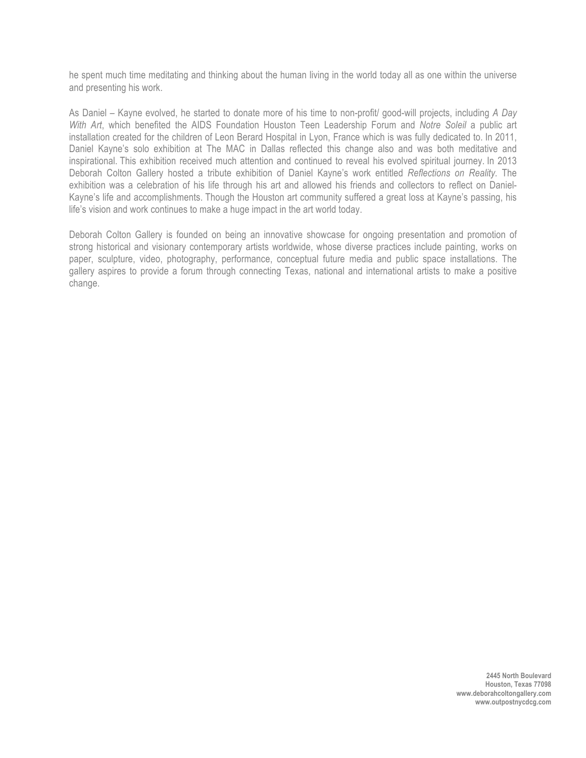he spent much time meditating and thinking about the human living in the world today all as one within the universe and presenting his work.

As Daniel – Kayne evolved, he started to donate more of his time to non-profit/ good-will projects, including *A Day With Art*, which benefited the AIDS Foundation Houston Teen Leadership Forum and *Notre Soleil* a public art installation created for the children of Leon Berard Hospital in Lyon, France which is was fully dedicated to. In 2011, Daniel Kayne's solo exhibition at The MAC in Dallas reflected this change also and was both meditative and inspirational. This exhibition received much attention and continued to reveal his evolved spiritual journey. In 2013 Deborah Colton Gallery hosted a tribute exhibition of Daniel Kayne's work entitled *Reflections on Reality.* The exhibition was a celebration of his life through his art and allowed his friends and collectors to reflect on Daniel-Kayne's life and accomplishments. Though the Houston art community suffered a great loss at Kayne's passing, his life's vision and work continues to make a huge impact in the art world today.

Deborah Colton Gallery is founded on being an innovative showcase for ongoing presentation and promotion of strong historical and visionary contemporary artists worldwide, whose diverse practices include painting, works on paper, sculpture, video, photography, performance, conceptual future media and public space installations. The gallery aspires to provide a forum through connecting Texas, national and international artists to make a positive change.

**2445 North Boulevard**
**Houston, Texas 77098**
**www.deborahcoltongallery.com**
**www.outpostnycdcg.com**